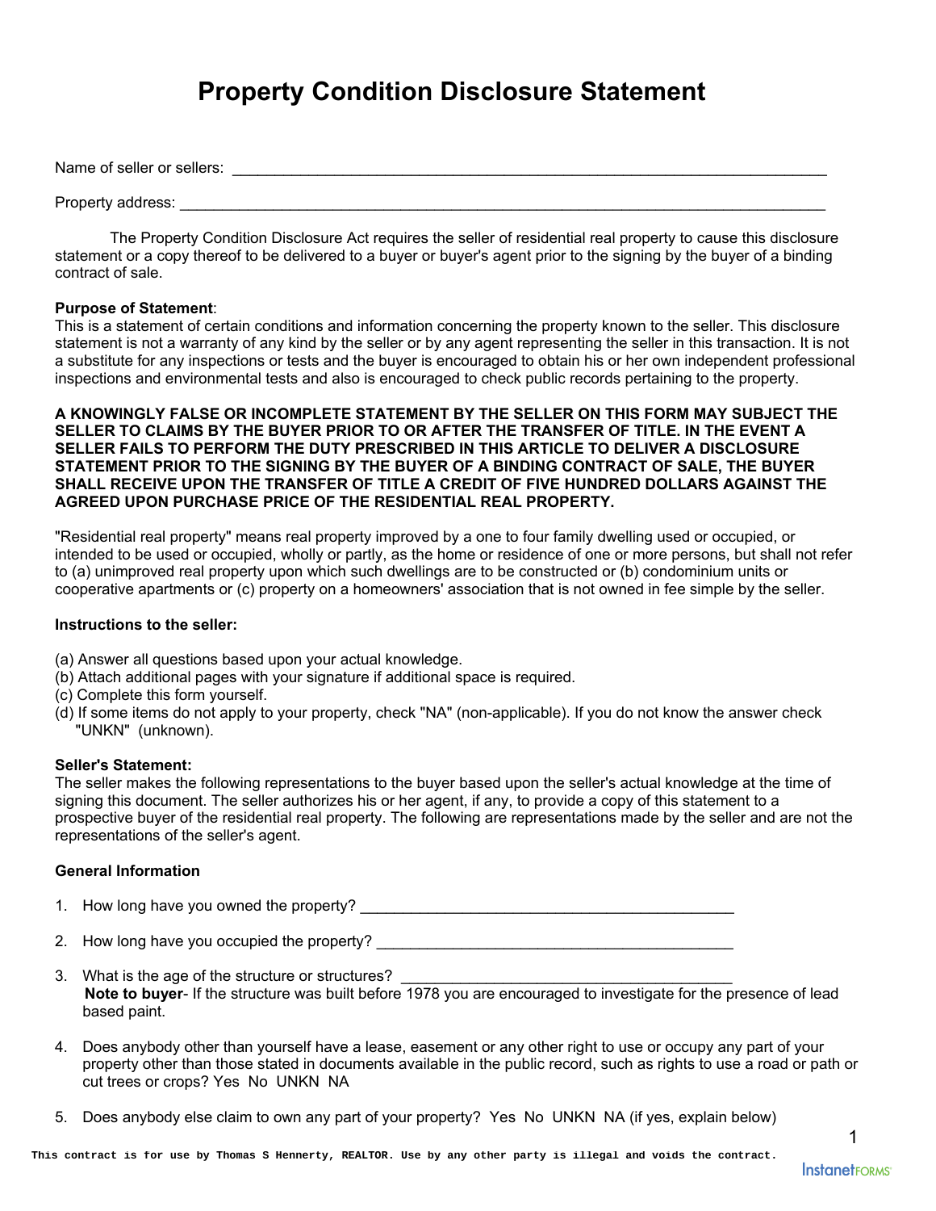# Property Condition Disclosure Statement

Name of seller or sellers: ___________________________________________________________________________

Property address: ________________________________________________________________________________

The Property Condition Disclosure Act requires the seller of residential real property to cause this disclosure statement or a copy thereof to be delivered to a buyer or buyer's agent prior to the signing by the buyer of a binding contract of sale.

**Purpose of Statement**:
This is a statement of certain conditions and information concerning the property known to the seller. This disclosure statement is not a warranty of any kind by the seller or by any agent representing the seller in this transaction. It is not a substitute for any inspections or tests and the buyer is encouraged to obtain his or her own independent professional inspections and environmental tests and also is encouraged to check public records pertaining to the property.

**A KNOWINGLY FALSE OR INCOMPLETE STATEMENT BY THE SELLER ON THIS FORM MAY SUBJECT THE SELLER TO CLAIMS BY THE BUYER PRIOR TO OR AFTER THE TRANSFER OF TITLE. IN THE EVENT A SELLER FAILS TO PERFORM THE DUTY PRESCRIBED IN THIS ARTICLE TO DELIVER A DISCLOSURE STATEMENT PRIOR TO THE SIGNING BY THE BUYER OF A BINDING CONTRACT OF SALE, THE BUYER SHALL RECEIVE UPON THE TRANSFER OF TITLE A CREDIT OF FIVE HUNDRED DOLLARS AGAINST THE AGREED UPON PURCHASE PRICE OF THE RESIDENTIAL REAL PROPERTY.**

"Residential real property" means real property improved by a one to four family dwelling used or occupied, or intended to be used or occupied, wholly or partly, as the home or residence of one or more persons, but shall not refer to (a) unimproved real property upon which such dwellings are to be constructed or (b) condominium units or cooperative apartments or (c) property on a homeowners' association that is not owned in fee simple by the seller.

**Instructions to the seller:**

(a) Answer all questions based upon your actual knowledge.
(b) Attach additional pages with your signature if additional space is required.
(c) Complete this form yourself.
(d) If some items do not apply to your property, check "NA" (non-applicable). If you do not know the answer check "UNKN" (unknown).

**Seller's Statement:**
The seller makes the following representations to the buyer based upon the seller's actual knowledge at the time of signing this document. The seller authorizes his or her agent, if any, to provide a copy of this statement to a prospective buyer of the residential real property. The following are representations made by the seller and are not the representations of the seller's agent.

**General Information**

1. How long have you owned the property? ____________________________________________

2. How long have you occupied the property? __________________________________________

3. What is the age of the structure or structures? ________________________________________
   **Note to buyer**- If the structure was built before 1978 you are encouraged to investigate for the presence of lead based paint.

4. Does anybody other than yourself have a lease, easement or any other right to use or occupy any part of your property other than those stated in documents available in the public record, such as rights to use a road or path or cut trees or crops? Yes No UNKN NA

5. Does anybody else claim to own any part of your property? Yes No UNKN NA (if yes, explain below)

This contract is for use by Thomas S Hennerty, REALTOR. Use by any other party is illegal and voids the contract.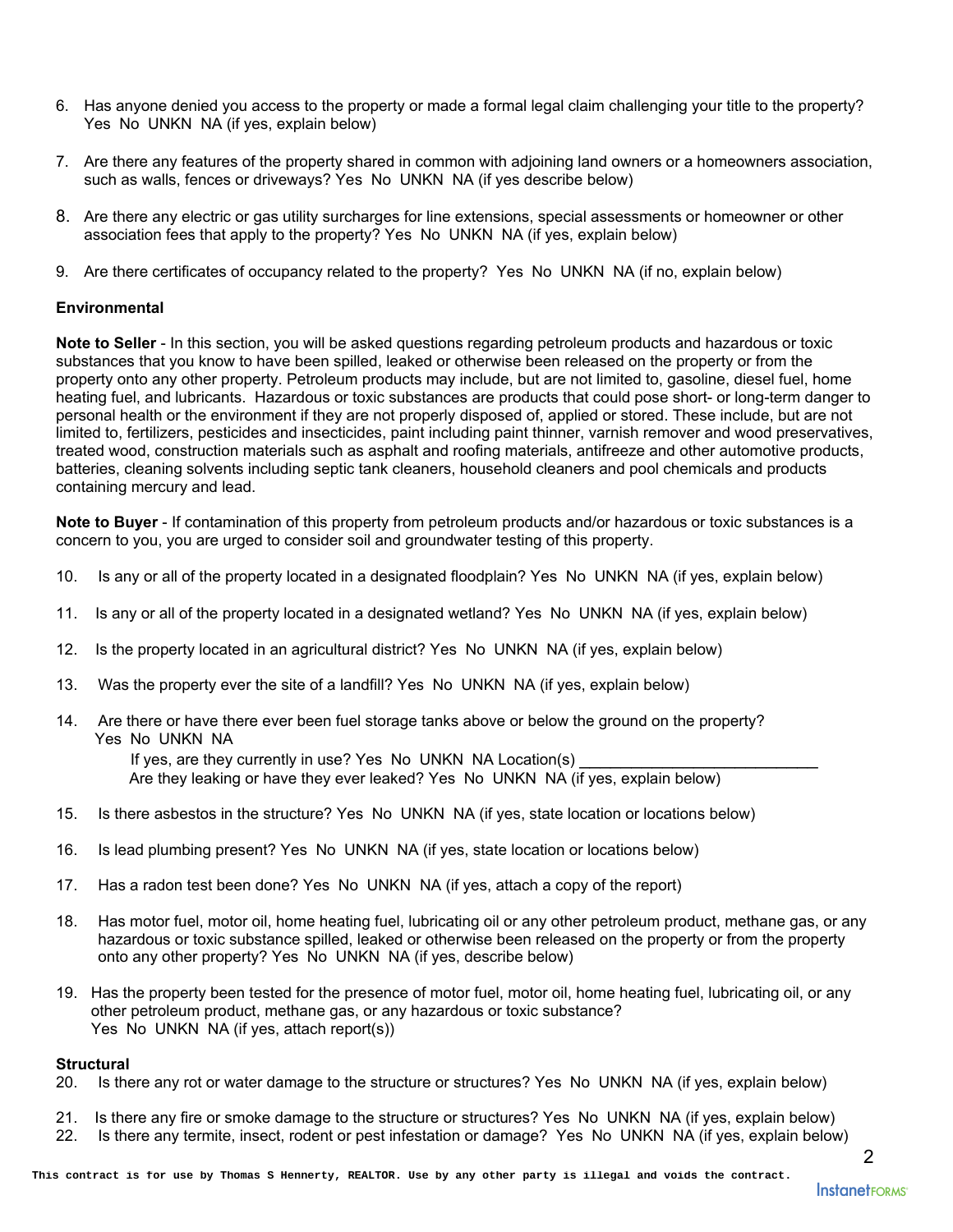6. Has anyone denied you access to the property or made a formal legal claim challenging your title to the property? Yes No UNKN NA (if yes, explain below)

7. Are there any features of the property shared in common with adjoining land owners or a homeowners association, such as walls, fences or driveways? Yes No UNKN NA (if yes describe below)

8. Are there any electric or gas utility surcharges for line extensions, special assessments or homeowner or other association fees that apply to the property? Yes No UNKN NA (if yes, explain below)

9. Are there certificates of occupancy related to the property? Yes No UNKN NA (if no, explain below)

**Environmental**

**Note to Seller** - In this section, you will be asked questions regarding petroleum products and hazardous or toxic substances that you know to have been spilled, leaked or otherwise been released on the property or from the property onto any other property. Petroleum products may include, but are not limited to, gasoline, diesel fuel, home heating fuel, and lubricants. Hazardous or toxic substances are products that could pose short- or long-term danger to personal health or the environment if they are not properly disposed of, applied or stored. These include, but are not limited to, fertilizers, pesticides and insecticides, paint including paint thinner, varnish remover and wood preservatives, treated wood, construction materials such as asphalt and roofing materials, antifreeze and other automotive products, batteries, cleaning solvents including septic tank cleaners, household cleaners and pool chemicals and products containing mercury and lead.

**Note to Buyer** - If contamination of this property from petroleum products and/or hazardous or toxic substances is a concern to you, you are urged to consider soil and groundwater testing of this property.

10. Is any or all of the property located in a designated floodplain? Yes No UNKN NA (if yes, explain below)

11. Is any or all of the property located in a designated wetland? Yes No UNKN NA (if yes, explain below)

12. Is the property located in an agricultural district? Yes No UNKN NA (if yes, explain below)

13. Was the property ever the site of a landfill? Yes No UNKN NA (if yes, explain below)

14. Are there or have there ever been fuel storage tanks above or below the ground on the property? Yes No UNKN NA
    If yes, are they currently in use? Yes No UNKN NA Location(s) ___________________________
    Are they leaking or have they ever leaked? Yes No UNKN NA (if yes, explain below)

15. Is there asbestos in the structure? Yes No UNKN NA (if yes, state location or locations below)

16. Is lead plumbing present? Yes No UNKN NA (if yes, state location or locations below)

17. Has a radon test been done? Yes No UNKN NA (if yes, attach a copy of the report)

18. Has motor fuel, motor oil, home heating fuel, lubricating oil or any other petroleum product, methane gas, or any hazardous or toxic substance spilled, leaked or otherwise been released on the property or from the property onto any other property? Yes No UNKN NA (if yes, describe below)

19. Has the property been tested for the presence of motor fuel, motor oil, home heating fuel, lubricating oil, or any other petroleum product, methane gas, or any hazardous or toxic substance? Yes No UNKN NA (if yes, attach report(s))

**Structural**

20. Is there any rot or water damage to the structure or structures? Yes No UNKN NA (if yes, explain below)

21. Is there any fire or smoke damage to the structure or structures? Yes No UNKN NA (if yes, explain below)

22. Is there any termite, insect, rodent or pest infestation or damage? Yes No UNKN NA (if yes, explain below)

This contract is for use by Thomas S Hennerty, REALTOR. Use by any other party is illegal and voids the contract.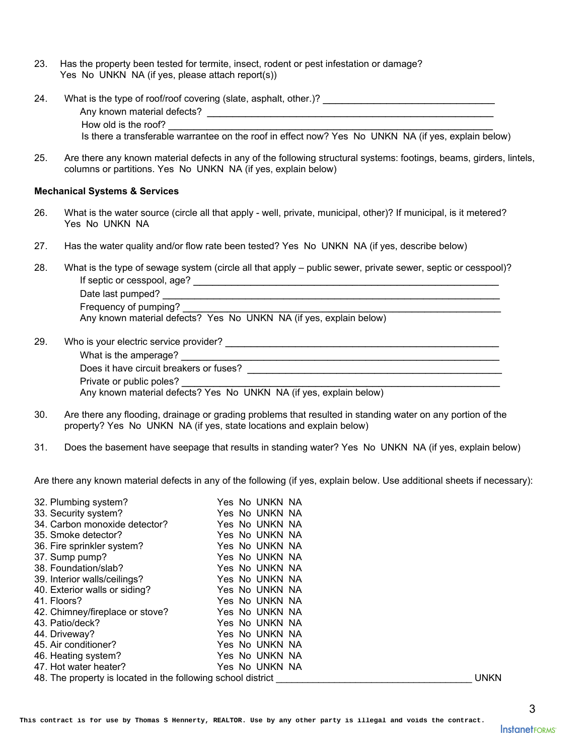23. Has the property been tested for termite, insect, rodent or pest infestation or damage?
    Yes No UNKN NA (if yes, please attach report(s))

24. What is the type of roof/roof covering (slate, asphalt, other.)? ______________________________
    Any known material defects? ______________________________
    How old is the roof? ______________________________
    Is there a transferable warrantee on the roof in effect now? Yes No UNKN NA (if yes, explain below)

25. Are there any known material defects in any of the following structural systems: footings, beams, girders, lintels, columns or partitions. Yes No UNKN NA (if yes, explain below)

**Mechanical Systems & Services**

26. What is the water source (circle all that apply - well, private, municipal, other)? If municipal, is it metered?
    Yes No UNKN NA

27. Has the water quality and/or flow rate been tested? Yes No UNKN NA (if yes, describe below)

28. What is the type of sewage system (circle all that apply – public sewer, private sewer, septic or cesspool)?
    If septic or cesspool, age? ______________________________
    Date last pumped? ______________________________
    Frequency of pumping? ______________________________
    Any known material defects? Yes No UNKN NA (if yes, explain below)

29. Who is your electric service provider? ______________________________
    What is the amperage? ______________________________
    Does it have circuit breakers or fuses? ______________________________
    Private or public poles? ______________________________
    Any known material defects? Yes No UNKN NA (if yes, explain below)

30. Are there any flooding, drainage or grading problems that resulted in standing water on any portion of the property? Yes No UNKN NA (if yes, state locations and explain below)

31. Does the basement have seepage that results in standing water? Yes No UNKN NA (if yes, explain below)

Are there any known material defects in any of the following (if yes, explain below. Use additional sheets if necessary):

32. Plumbing system? Yes No UNKN NA
33. Security system? Yes No UNKN NA
34. Carbon monoxide detector? Yes No UNKN NA
35. Smoke detector? Yes No UNKN NA
36. Fire sprinkler system? Yes No UNKN NA
37. Sump pump? Yes No UNKN NA
38. Foundation/slab? Yes No UNKN NA
39. Interior walls/ceilings? Yes No UNKN NA
40. Exterior walls or siding? Yes No UNKN NA
41. Floors? Yes No UNKN NA
42. Chimney/fireplace or stove? Yes No UNKN NA
43. Patio/deck? Yes No UNKN NA
44. Driveway? Yes No UNKN NA
45. Air conditioner? Yes No UNKN NA
46. Heating system? Yes No UNKN NA
47. Hot water heater? Yes No UNKN NA
48. The property is located in the following school district ______________________________ UNKN

This contract is for use by Thomas S Hennerty, REALTOR. Use by any other party is illegal and voids the contract.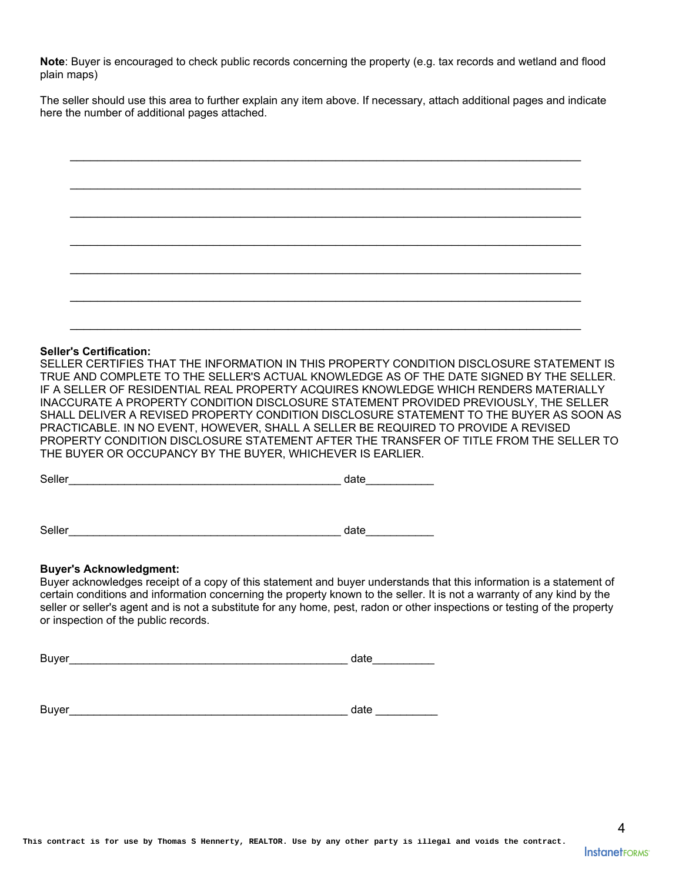**Note**: Buyer is encouraged to check public records concerning the property (e.g. tax records and wetland and flood plain maps)

The seller should use this area to further explain any item above. If necessary, attach additional pages and indicate here the number of additional pages attached.

______________________________________________________________________________

______________________________________________________________________________

______________________________________________________________________________

______________________________________________________________________________

______________________________________________________________________________

______________________________________________________________________________

______________________________________________________________________________

**Seller's Certification:**

SELLER CERTIFIES THAT THE INFORMATION IN THIS PROPERTY CONDITION DISCLOSURE STATEMENT IS TRUE AND COMPLETE TO THE SELLER'S ACTUAL KNOWLEDGE AS OF THE DATE SIGNED BY THE SELLER. IF A SELLER OF RESIDENTIAL REAL PROPERTY ACQUIRES KNOWLEDGE WHICH RENDERS MATERIALLY INACCURATE A PROPERTY CONDITION DISCLOSURE STATEMENT PROVIDED PREVIOUSLY, THE SELLER SHALL DELIVER A REVISED PROPERTY CONDITION DISCLOSURE STATEMENT TO THE BUYER AS SOON AS PRACTICABLE. IN NO EVENT, HOWEVER, SHALL A SELLER BE REQUIRED TO PROVIDE A REVISED PROPERTY CONDITION DISCLOSURE STATEMENT AFTER THE TRANSFER OF TITLE FROM THE SELLER TO THE BUYER OR OCCUPANCY BY THE BUYER, WHICHEVER IS EARLIER.

Seller____________________________________________ date___________

Seller____________________________________________ date___________

**Buyer's Acknowledgment:**

Buyer acknowledges receipt of a copy of this statement and buyer understands that this information is a statement of certain conditions and information concerning the property known to the seller. It is not a warranty of any kind by the seller or seller's agent and is not a substitute for any home, pest, radon or other inspections or testing of the property or inspection of the public records.

Buyer_____________________________________________ date__________

Buyer_____________________________________________ date __________

This contract is for use by Thomas S Hennerty, REALTOR. Use by any other party is illegal and voids the contract.